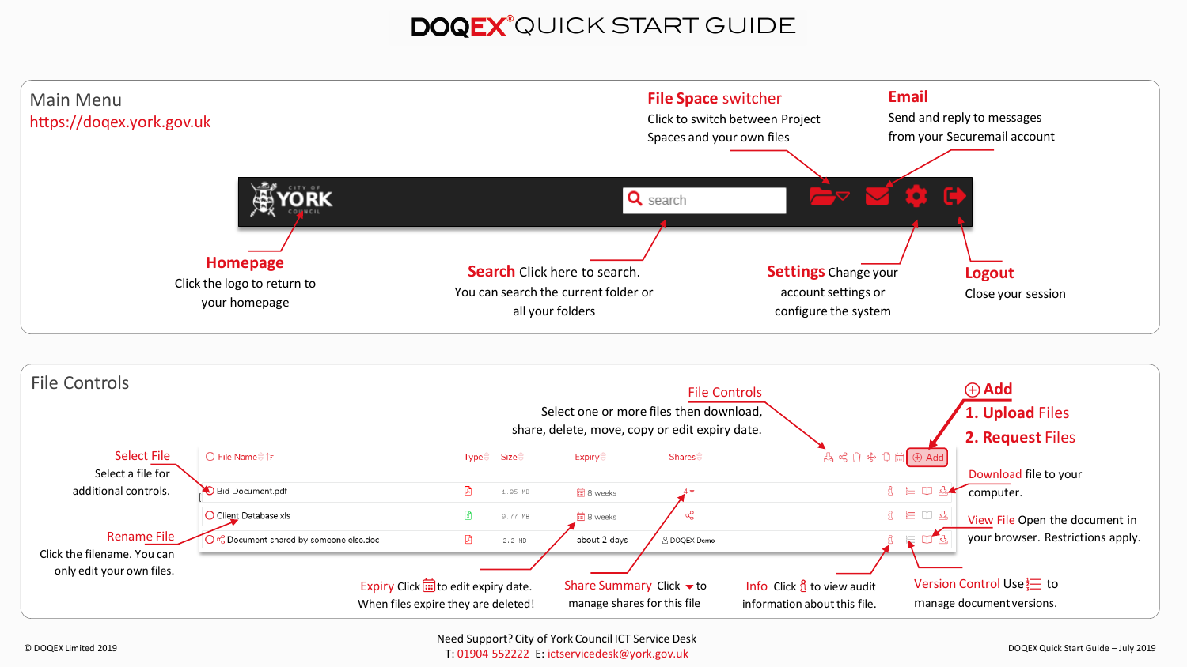# DOQEX® QUICK START GUIDE

## Main Menu

https://doqex.york.gov.uk

**File Space switcher**
Click to switch between Project Spaces and your own files

**Email**
Send and reply to messages from your Securemail account

**Homepage**
Click the logo to return to your homepage

**Search** Click here to search.
You can search the current folder or all your folders

**Settings** Change your account settings or configure the system

**Logout**
Close your session

## File Controls

**File Controls**
Select one or more files then download, share, delete, move, copy or edit expiry date.

**Add**
1. Upload Files
2. Request Files

**Select File**
Select a file for additional controls.

**Rename File**
Click the filename. You can only edit your own files.

| File Name | Type | Size | Expiry | Shares |
|---|---|---|---|---|
| Bid Document.pdf | | 1.95 MB | 8 weeks | 4 |
| Client Database.xls | | 9.77 MB | 8 weeks | |
| Document shared by someone else.doc | | 2.2 MB | about 2 days | DOQEX Demo |

**Download** file to your computer.

**View File** Open the document in your browser. Restrictions apply.

**Expiry** Click to edit expiry date.
When files expire they are deleted!

**Share Summary** Click to manage shares for this file

**Info** Click to view audit information about this file.

**Version Control** Use to manage document versions.

© DOQEX Limited 2019

Need Support? City of York Council ICT Service Desk
T: 01904 552222 E: ictservicedesk@york.gov.uk

DOQEX Quick Start Guide – July 2019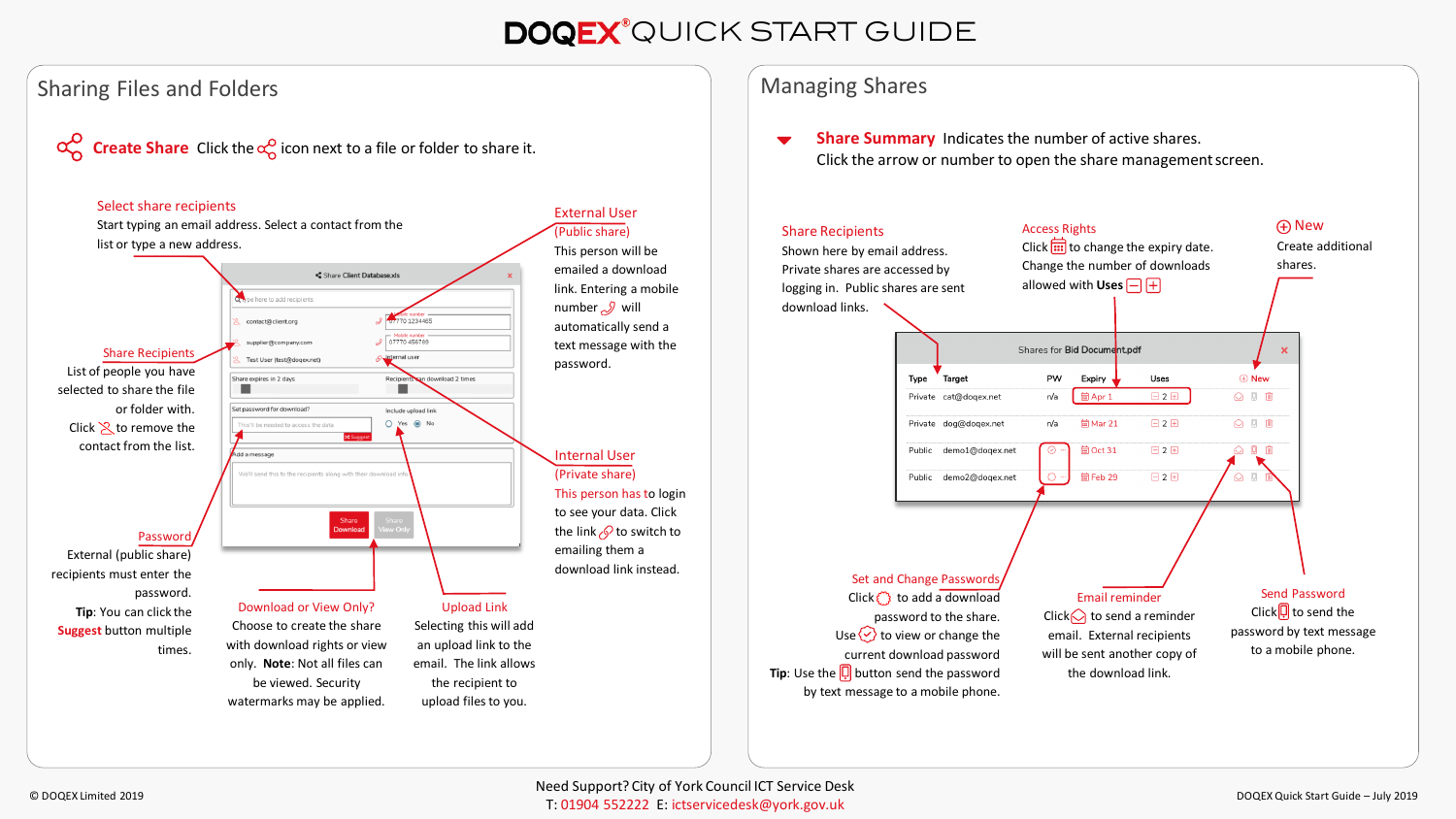# DOQEX® QUICK START GUIDE

## Sharing Files and Folders

**Create Share** Click the icon next to a file or folder to share it.

**Select share recipients**
Start typing an email address. Select a contact from the list or type a new address.

**Share Recipients**
List of people you have selected to share the file or folder with.
Click to remove the contact from the list.

**Password**
External (public share) recipients must enter the password.
**Tip**: You can click the **Suggest** button multiple times.

**External User (Public share)**
This person will be emailed a download link. Entering a mobile number will automatically send a text message with the password.

**Internal User (Private share)**
This person has to login to see your data. Click the link to switch to emailing them a download link instead.

**Download or View Only?**
Choose to create the share with download rights or view only. **Note**: Not all files can be viewed. Security watermarks may be applied.

**Upload Link**
Selecting this will add an upload link to the email. The link allows the recipient to upload files to you.

## Managing Shares

**Share Summary** Indicates the number of active shares.
Click the arrow or number to open the share management screen.

**Share Recipients**
Shown here by email address. Private shares are accessed by logging in. Public shares are sent download links.

**Access Rights**
Click to change the expiry date. Change the number of downloads allowed with **Uses**

**New**
Create additional shares.

Shares for Bid Document.pdf

| Type | Target | PW | Expiry | Uses |
|---|---|---|---|---|
| Private | cat@doqex.net | n/a | Apr 1 | 2 |
| Private | dog@doqex.net | n/a | Mar 21 | 2 |
| Public | demo1@doqex.net | | Oct 31 | 2 |
| Public | demo2@doqex.net | | Feb 29 | 2 |

**Set and Change Passwords**
Click to add a download password to the share.
Use to view or change the current download password.
**Tip**: Use the button send the password by text message to a mobile phone.

**Email reminder**
Click to send a reminder email. External recipients will be sent another copy of the download link.

**Send Password**
Click to send the password by text message to a mobile phone.

© DOQEX Limited 2019

Need Support? City of York Council ICT Service Desk
T: 01904 552222 E: ictservicedesk@york.gov.uk

DOQEX Quick Start Guide – July 2019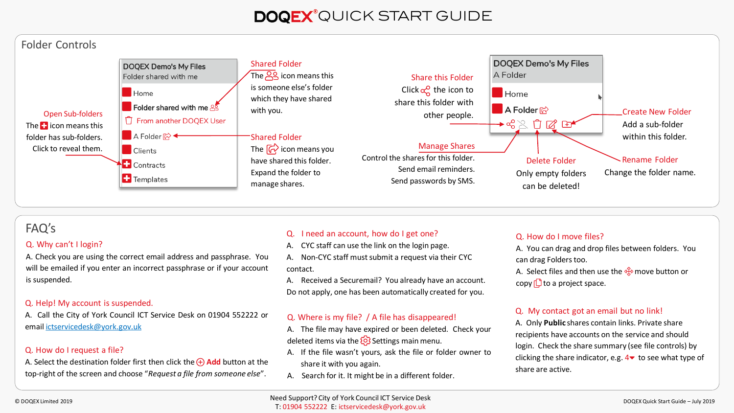# DOQEX® QUICK START GUIDE

## Folder Controls

**DOQEX Demo's My Files**
Folder shared with me

- Home
- Folder shared with me
- From another DOQEX User
- A Folder
- Clients
- Contracts
- Templates

**Open Sub-folders**
The icon means this folder has sub-folders. Click to reveal them.

**Shared Folder**
The icon means this is someone else's folder which they have shared with you.

**Shared Folder**
The icon means you have shared this folder. Expand the folder to manage shares.

**DOQEX Demo's My Files**
A Folder

- Home
- A Folder

**Share this Folder**
Click the icon to share this folder with other people.

**Manage Shares**
Control the shares for this folder. Send email reminders. Send passwords by SMS.

**Delete Folder**
Only empty folders can be deleted!

**Create New Folder**
Add a sub-folder within this folder.

**Rename Folder**
Change the folder name.

## FAQ's

### Q. Why can't I login?

A. Check you are using the correct email address and passphrase. You will be emailed if you enter an incorrect passphrase or if your account is suspended.

### Q. Help! My account is suspended.

A. Call the City of York Council ICT Service Desk on 01904 552222 or email ictservicedesk@york.gov.uk

### Q. How do I request a file?

A. Select the destination folder first then click the **Add** button at the top-right of the screen and choose "*Request a file from someone else*".

### Q. I need an account, how do I get one?

A. CYC staff can use the link on the login page.

A. Non-CYC staff must submit a request via their CYC contact.

A. Received a Securemail? You already have an account. Do not apply, one has been automatically created for you.

### Q. Where is my file? / A file has disappeared!

A. The file may have expired or been deleted. Check your deleted items via the Settings main menu.

A. If the file wasn't yours, ask the file or folder owner to share it with you again.

A. Search for it. It might be in a different folder.

### Q. How do I move files?

A. You can drag and drop files between folders. You can drag Folders too.

A. Select files and then use the move button or copy to a project space.

### Q. My contact got an email but no link!

A. Only **Public** shares contain links. Private share recipients have accounts on the service and should login. Check the share summary (see file controls) by clicking the share indicator, e.g. 4 to see what type of share are active.

© DOQEX Limited 2019

Need Support? City of York Council ICT Service Desk
T: 01904 552222 E: ictservicedesk@york.gov.uk

DOQEX Quick Start Guide – July 2019